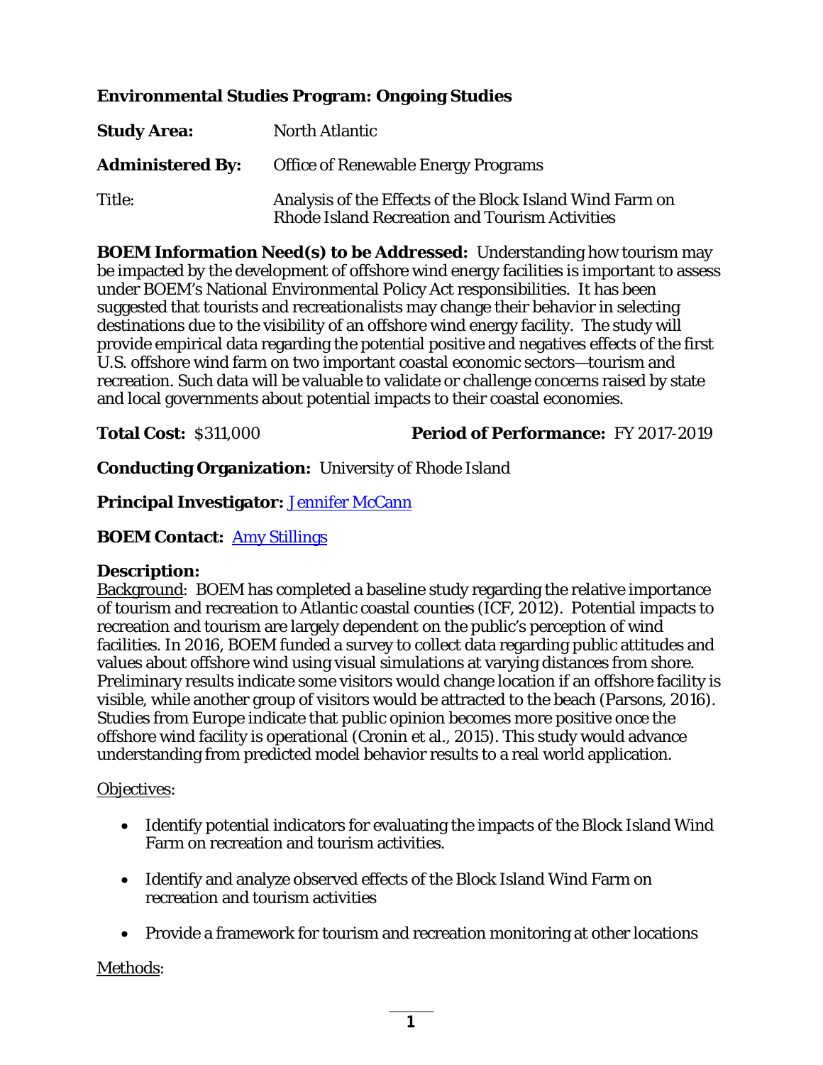## Environmental Studies Program: Ongoing Studies

**Study Area:** North Atlantic

**Administered By:** Office of Renewable Energy Programs

Title: Analysis of the Effects of the Block Island Wind Farm on Rhode Island Recreation and Tourism Activities

**BOEM Information Need(s) to be Addressed:** Understanding how tourism may be impacted by the development of offshore wind energy facilities is important to assess under BOEM's National Environmental Policy Act responsibilities. It has been suggested that tourists and recreationalists may change their behavior in selecting destinations due to the visibility of an offshore wind energy facility. The study will provide empirical data regarding the potential positive and negatives effects of the first U.S. offshore wind farm on two important coastal economic sectors—tourism and recreation. Such data will be valuable to validate or challenge concerns raised by state and local governments about potential impacts to their coastal economies.

**Total Cost:** $311,000 **Period of Performance:** FY 2017-2019

**Conducting Organization:** University of Rhode Island

**Principal Investigator:** Jennifer McCann

**BOEM Contact:** Amy Stillings

**Description:**

Background: BOEM has completed a baseline study regarding the relative importance of tourism and recreation to Atlantic coastal counties (ICF, 2012). Potential impacts to recreation and tourism are largely dependent on the public's perception of wind facilities. In 2016, BOEM funded a survey to collect data regarding public attitudes and values about offshore wind using visual simulations at varying distances from shore. Preliminary results indicate some visitors would change location if an offshore facility is visible, while another group of visitors would be attracted to the beach (Parsons, 2016). Studies from Europe indicate that public opinion becomes more positive once the offshore wind facility is operational (Cronin et al., 2015). This study would advance understanding from predicted model behavior results to a real world application.

Objectives:

- Identify potential indicators for evaluating the impacts of the Block Island Wind Farm on recreation and tourism activities.
- Identify and analyze observed effects of the Block Island Wind Farm on recreation and tourism activities
- Provide a framework for tourism and recreation monitoring at other locations

Methods: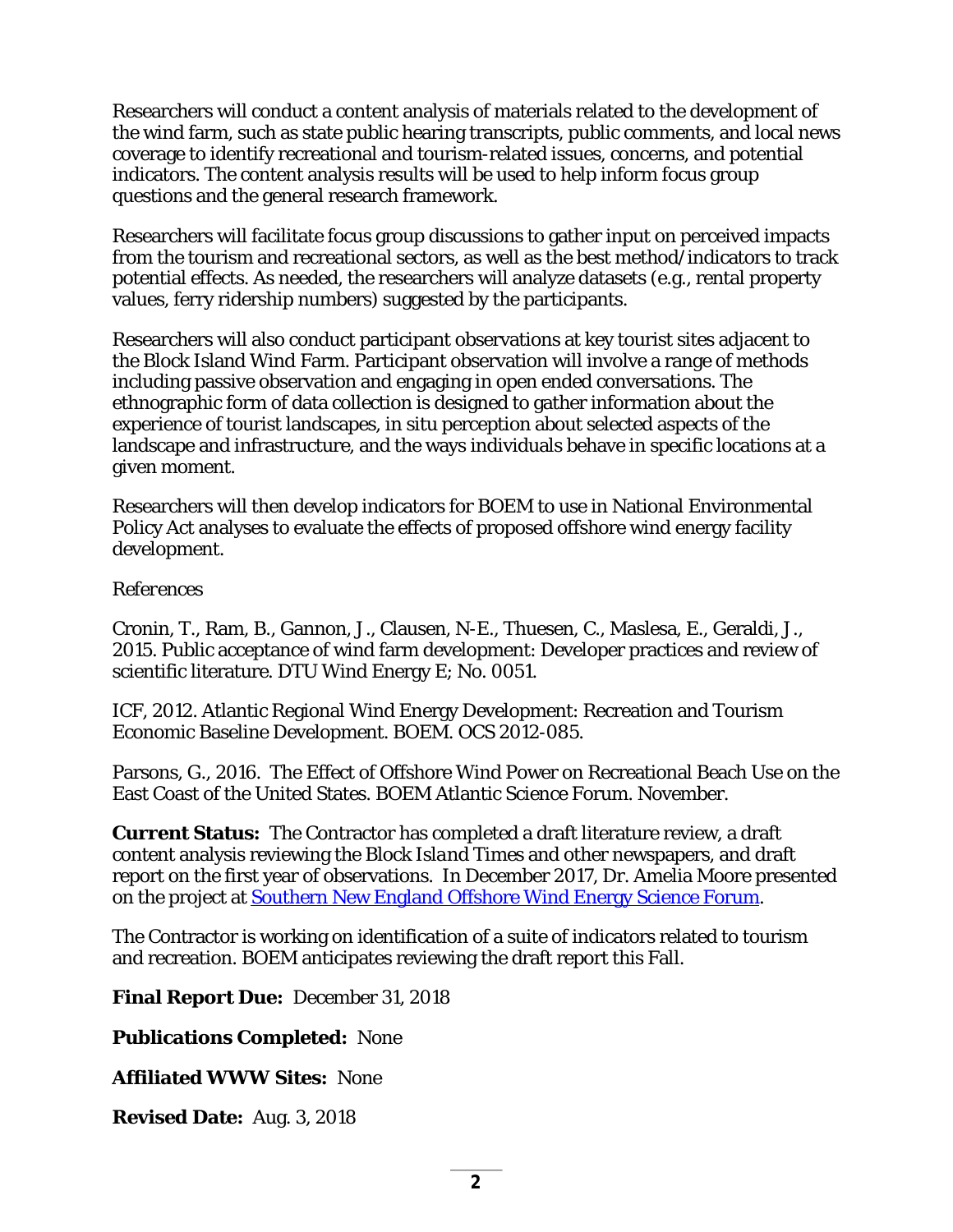Researchers will conduct a content analysis of materials related to the development of the wind farm, such as state public hearing transcripts, public comments, and local news coverage to identify recreational and tourism-related issues, concerns, and potential indicators. The content analysis results will be used to help inform focus group questions and the general research framework.

Researchers will facilitate focus group discussions to gather input on perceived impacts from the tourism and recreational sectors, as well as the best method/indicators to track potential effects. As needed, the researchers will analyze datasets (e.g., rental property values, ferry ridership numbers) suggested by the participants.

Researchers will also conduct participant observations at key tourist sites adjacent to the Block Island Wind Farm. Participant observation will involve a range of methods including passive observation and engaging in open ended conversations. The ethnographic form of data collection is designed to gather information about the experience of tourist landscapes, in situ perception about selected aspects of the landscape and infrastructure, and the ways individuals behave in specific locations at a given moment.

Researchers will then develop indicators for BOEM to use in National Environmental Policy Act analyses to evaluate the effects of proposed offshore wind energy facility development.

*References*

Cronin, T., Ram, B., Gannon, J., Clausen, N-E., Thuesen, C., Maslesa, E., Geraldi, J., 2015. Public acceptance of wind farm development: Developer practices and review of scientific literature. DTU Wind Energy E; No. 0051.

ICF, 2012. Atlantic Regional Wind Energy Development: Recreation and Tourism Economic Baseline Development. BOEM. OCS 2012-085.

Parsons, G., 2016. The Effect of Offshore Wind Power on Recreational Beach Use on the East Coast of the United States. BOEM Atlantic Science Forum. November.

**Current Status:** The Contractor has completed a draft literature review, a draft content analysis reviewing the Block Island Times and other newspapers, and draft report on the first year of observations. In December 2017, Dr. Amelia Moore presented on the project at Southern New England Offshore Wind Energy Science Forum.

The Contractor is working on identification of a suite of indicators related to tourism and recreation. BOEM anticipates reviewing the draft report this Fall.

**Final Report Due:** December 31, 2018

**Publications Completed:** None

**Affiliated WWW Sites:** None

**Revised Date:** Aug. 3, 2018